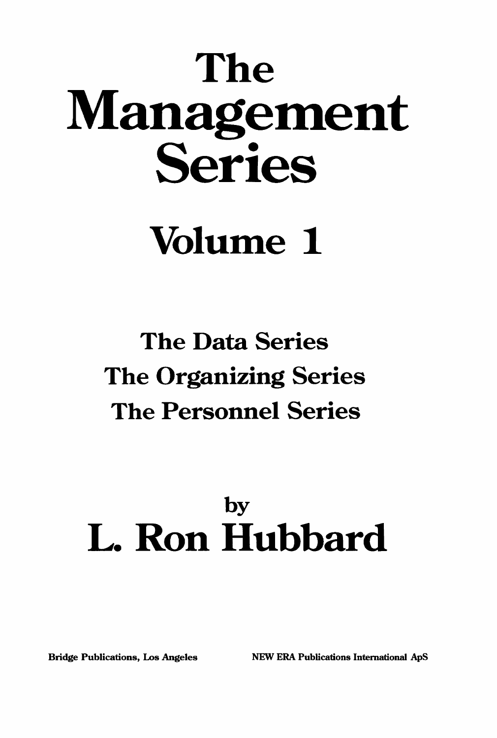# The Management Series

## Volume 1

### The Data Series
### The Organizing Series
### The Personnel Series

by

# L. Ron Hubbard

**Bridge Publications, Los Angeles** **NEW ERA Publications International ApS**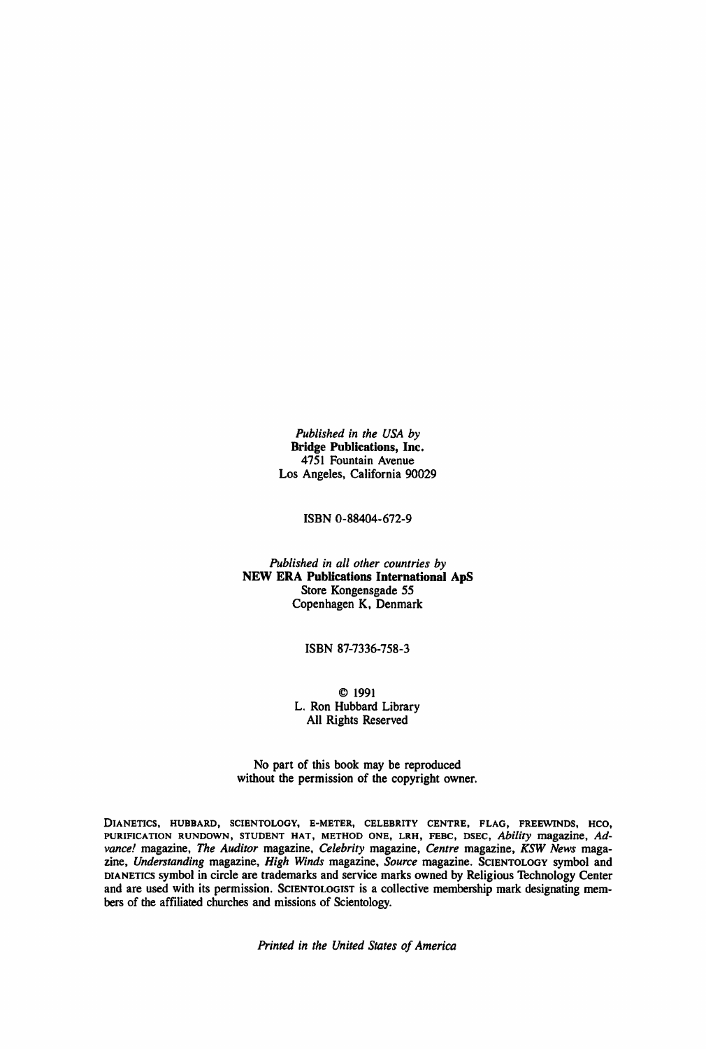*Published in the USA by*
**Bridge Publications, Inc.**
4751 Fountain Avenue
Los Angeles, California 90029

ISBN 0-88404-672-9

*Published in all other countries by*
**NEW ERA Publications International ApS**
Store Kongensgade 55
Copenhagen K, Denmark

ISBN 87-7336-758-3

© 1991
L. Ron Hubbard Library
All Rights Reserved

No part of this book may be reproduced without the permission of the copyright owner.

DIANETICS, HUBBARD, SCIENTOLOGY, E-METER, CELEBRITY CENTRE, FLAG, FREEWINDS, HCO, PURIFICATION RUNDOWN, STUDENT HAT, METHOD ONE, LRH, FEBC, DSEC, *Ability* magazine, *Advance!* magazine, *The Auditor* magazine, *Celebrity* magazine, *Centre* magazine, *KSW News* magazine, *Understanding* magazine, *High Winds* magazine, *Source* magazine. SCIENTOLOGY symbol and DIANETICS symbol in circle are trademarks and service marks owned by Religious Technology Center and are used with its permission. SCIENTOLOGIST is a collective membership mark designating members of the affiliated churches and missions of Scientology.

*Printed in the United States of America*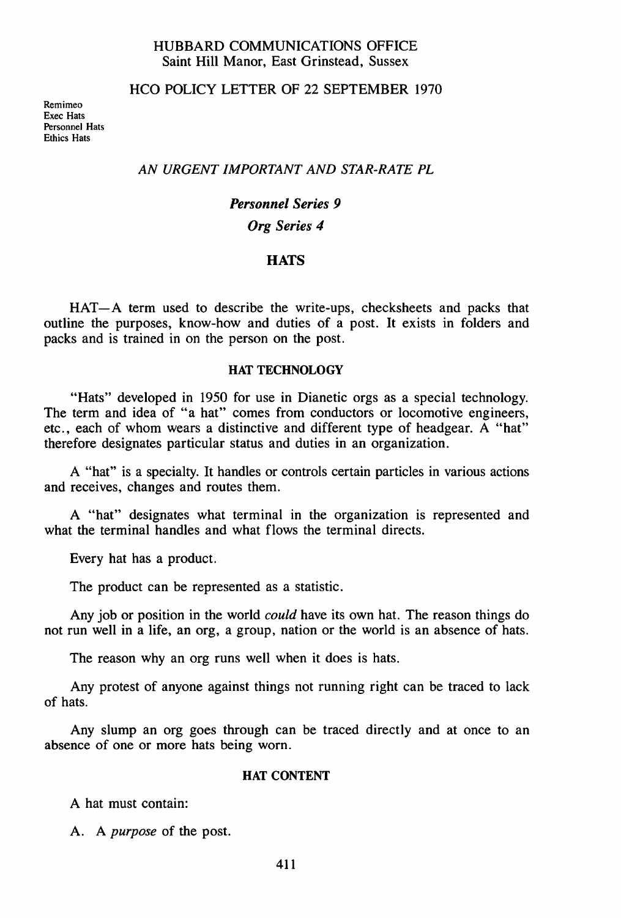HUBBARD COMMUNICATIONS OFFICE
Saint Hill Manor, East Grinstead, Sussex

HCO POLICY LETTER OF 22 SEPTEMBER 1970

Remimeo
Exec Hats
Personnel Hats
Ethics Hats

*AN URGENT IMPORTANT AND STAR-RATE PL*

***Personnel Series 9***

***Org Series 4***

# HATS

HAT—A term used to describe the write-ups, checksheets and packs that outline the purposes, know-how and duties of a post. It exists in folders and packs and is trained in on the person on the post.

## HAT TECHNOLOGY

"Hats" developed in 1950 for use in Dianetic orgs as a special technology. The term and idea of "a hat" comes from conductors or locomotive engineers, etc., each of whom wears a distinctive and different type of headgear. A "hat" therefore designates particular status and duties in an organization.

A "hat" is a specialty. It handles or controls certain particles in various actions and receives, changes and routes them.

A "hat" designates what terminal in the organization is represented and what the terminal handles and what flows the terminal directs.

Every hat has a product.

The product can be represented as a statistic.

Any job or position in the world *could* have its own hat. The reason things do not run well in a life, an org, a group, nation or the world is an absence of hats.

The reason why an org runs well when it does is hats.

Any protest of anyone against things not running right can be traced to lack of hats.

Any slump an org goes through can be traced directly and at once to an absence of one or more hats being worn.

## HAT CONTENT

A hat must contain:

A. A *purpose* of the post.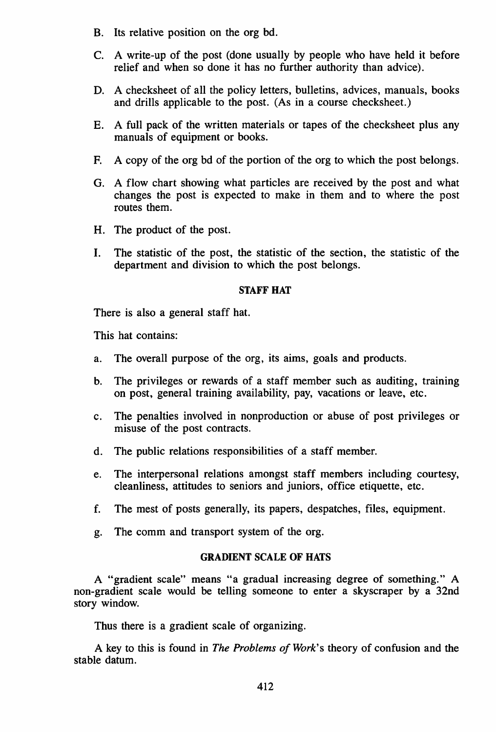B. Its relative position on the org bd.

C. A write-up of the post (done usually by people who have held it before relief and when so done it has no further authority than advice).

D. A checksheet of all the policy letters, bulletins, advices, manuals, books and drills applicable to the post. (As in a course checksheet.)

E. A full pack of the written materials or tapes of the checksheet plus any manuals of equipment or books.

F. A copy of the org bd of the portion of the org to which the post belongs.

G. A flow chart showing what particles are received by the post and what changes the post is expected to make in them and to where the post routes them.

H. The product of the post.

I. The statistic of the post, the statistic of the section, the statistic of the department and division to which the post belongs.

### STAFF HAT

There is also a general staff hat.

This hat contains:

a. The overall purpose of the org, its aims, goals and products.

b. The privileges or rewards of a staff member such as auditing, training on post, general training availability, pay, vacations or leave, etc.

c. The penalties involved in nonproduction or abuse of post privileges or misuse of the post contracts.

d. The public relations responsibilities of a staff member.

e. The interpersonal relations amongst staff members including courtesy, cleanliness, attitudes to seniors and juniors, office etiquette, etc.

f. The mest of posts generally, its papers, despatches, files, equipment.

g. The comm and transport system of the org.

### GRADIENT SCALE OF HATS

A "gradient scale" means "a gradual increasing degree of something." A non-gradient scale would be telling someone to enter a skyscraper by a 32nd story window.

Thus there is a gradient scale of organizing.

A key to this is found in *The Problems of Work*'s theory of confusion and the stable datum.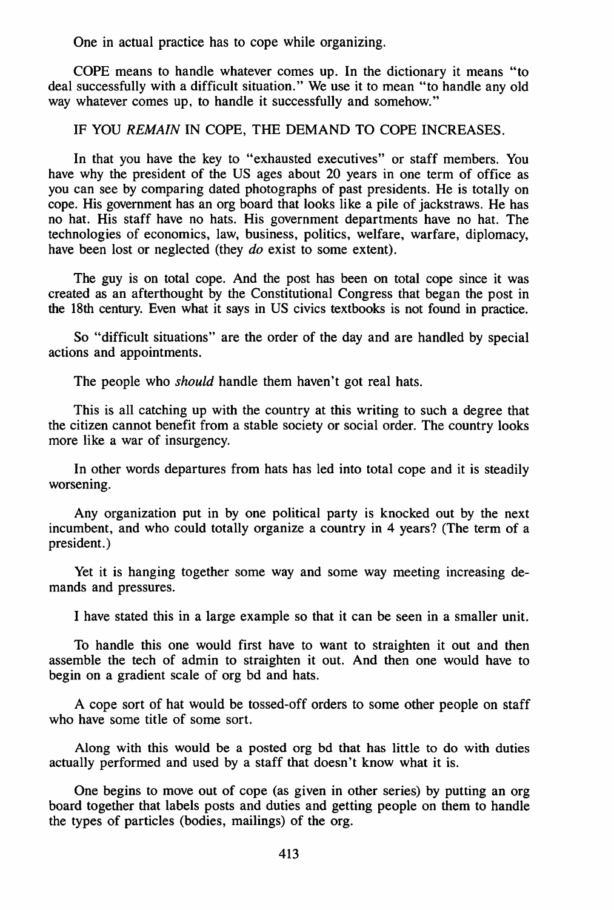One in actual practice has to cope while organizing.

COPE means to handle whatever comes up. In the dictionary it means "to deal successfully with a difficult situation." We use it to mean "to handle any old way whatever comes up, to handle it successfully and somehow."

IF YOU *REMAIN* IN COPE, THE DEMAND TO COPE INCREASES.

In that you have the key to "exhausted executives" or staff members. You have why the president of the US ages about 20 years in one term of office as you can see by comparing dated photographs of past presidents. He is totally on cope. His government has an org board that looks like a pile of jackstraws. He has no hat. His staff have no hats. His government departments have no hat. The technologies of economics, law, business, politics, welfare, warfare, diplomacy, have been lost or neglected (they *do* exist to some extent).

The guy is on total cope. And the post has been on total cope since it was created as an afterthought by the Constitutional Congress that began the post in the 18th century. Even what it says in US civics textbooks is not found in practice.

So "difficult situations" are the order of the day and are handled by special actions and appointments.

The people who *should* handle them haven't got real hats.

This is all catching up with the country at this writing to such a degree that the citizen cannot benefit from a stable society or social order. The country looks more like a war of insurgency.

In other words departures from hats has led into total cope and it is steadily worsening.

Any organization put in by one political party is knocked out by the next incumbent, and who could totally organize a country in 4 years? (The term of a president.)

Yet it is hanging together some way and some way meeting increasing demands and pressures.

I have stated this in a large example so that it can be seen in a smaller unit.

To handle this one would first have to want to straighten it out and then assemble the tech of admin to straighten it out. And then one would have to begin on a gradient scale of org bd and hats.

A cope sort of hat would be tossed-off orders to some other people on staff who have some title of some sort.

Along with this would be a posted org bd that has little to do with duties actually performed and used by a staff that doesn't know what it is.

One begins to move out of cope (as given in other series) by putting an org board together that labels posts and duties and getting people on them to handle the types of particles (bodies, mailings) of the org.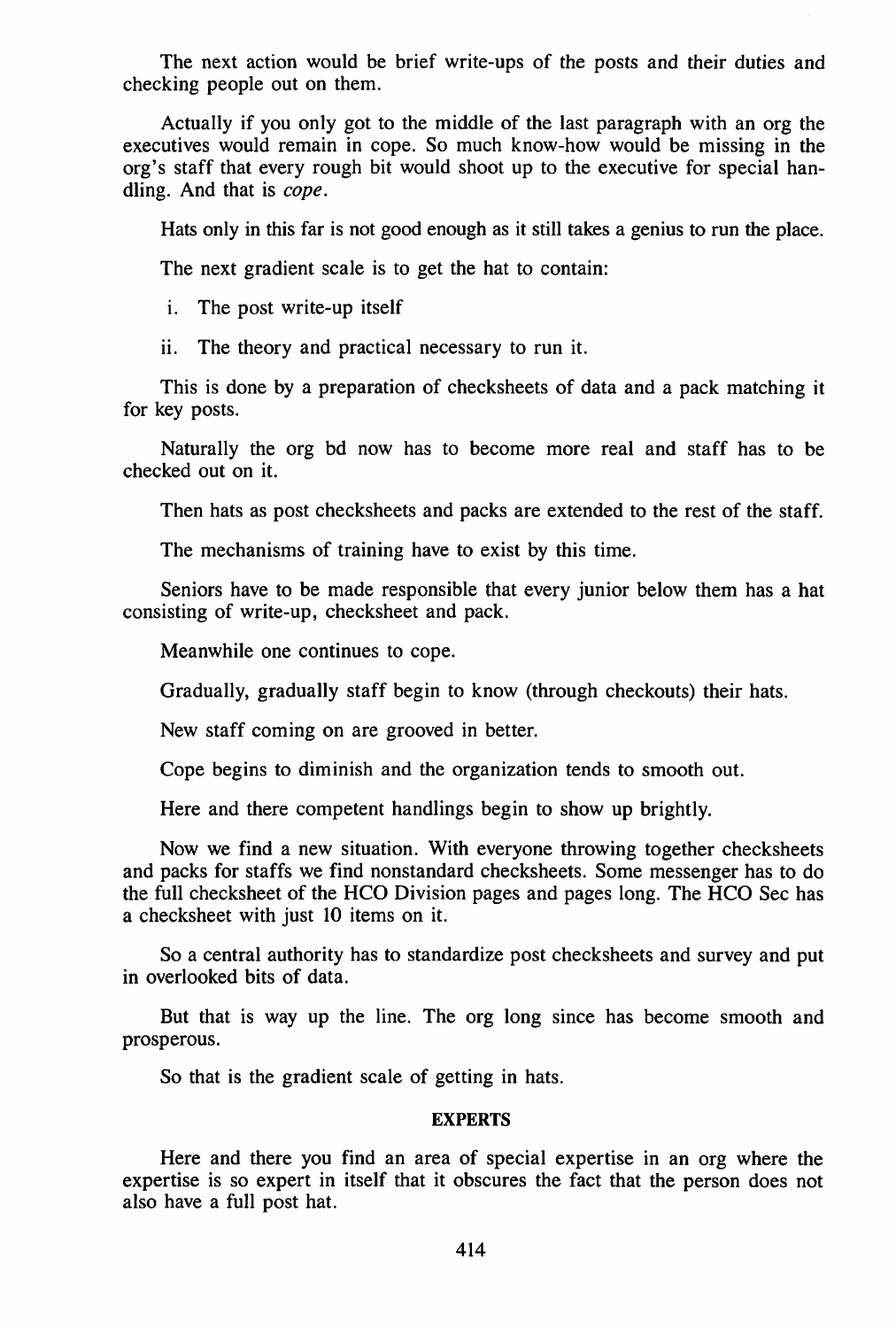The next action would be brief write-ups of the posts and their duties and checking people out on them.

Actually if you only got to the middle of the last paragraph with an org the executives would remain in cope. So much know-how would be missing in the org's staff that every rough bit would shoot up to the executive for special handling. And that is *cope*.

Hats only in this far is not good enough as it still takes a genius to run the place.

The next gradient scale is to get the hat to contain:

i. The post write-up itself

ii. The theory and practical necessary to run it.

This is done by a preparation of checksheets of data and a pack matching it for key posts.

Naturally the org bd now has to become more real and staff has to be checked out on it.

Then hats as post checksheets and packs are extended to the rest of the staff.

The mechanisms of training have to exist by this time.

Seniors have to be made responsible that every junior below them has a hat consisting of write-up, checksheet and pack.

Meanwhile one continues to cope.

Gradually, gradually staff begin to know (through checkouts) their hats.

New staff coming on are grooved in better.

Cope begins to diminish and the organization tends to smooth out.

Here and there competent handlings begin to show up brightly.

Now we find a new situation. With everyone throwing together checksheets and packs for staffs we find nonstandard checksheets. Some messenger has to do the full checksheet of the HCO Division pages and pages long. The HCO Sec has a checksheet with just 10 items on it.

So a central authority has to standardize post checksheets and survey and put in overlooked bits of data.

But that is way up the line. The org long since has become smooth and prosperous.

So that is the gradient scale of getting in hats.

### EXPERTS

Here and there you find an area of special expertise in an org where the expertise is so expert in itself that it obscures the fact that the person does not also have a full post hat.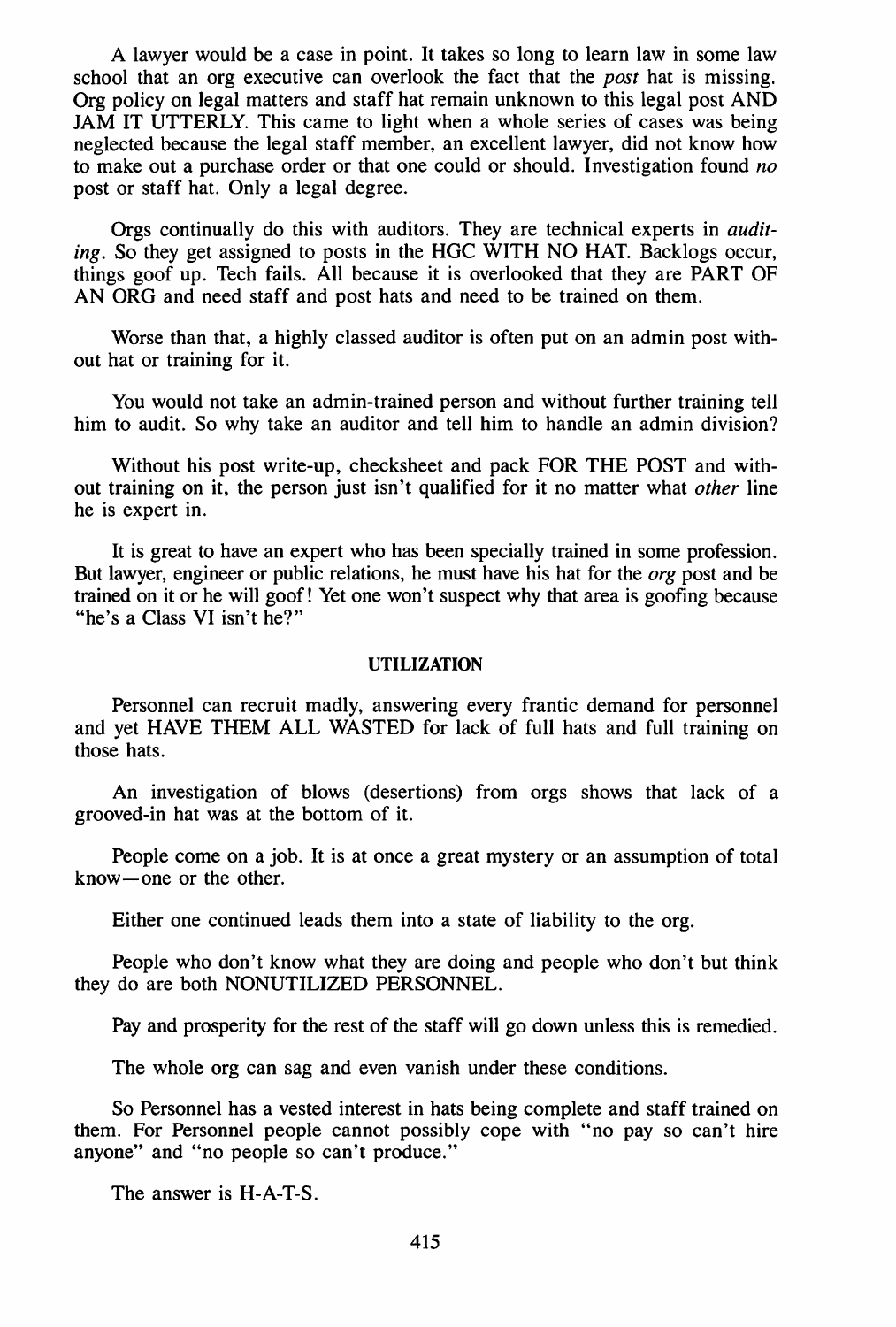A lawyer would be a case in point. It takes so long to learn law in some law school that an org executive can overlook the fact that the *post* hat is missing. Org policy on legal matters and staff hat remain unknown to this legal post AND JAM IT UTTERLY. This came to light when a whole series of cases was being neglected because the legal staff member, an excellent lawyer, did not know how to make out a purchase order or that one could or should. Investigation found *no* post or staff hat. Only a legal degree.

Orgs continually do this with auditors. They are technical experts in *auditing*. So they get assigned to posts in the HGC WITH NO HAT. Backlogs occur, things goof up. Tech fails. All because it is overlooked that they are PART OF AN ORG and need staff and post hats and need to be trained on them.

Worse than that, a highly classed auditor is often put on an admin post without hat or training for it.

You would not take an admin-trained person and without further training tell him to audit. So why take an auditor and tell him to handle an admin division?

Without his post write-up, checksheet and pack FOR THE POST and without training on it, the person just isn't qualified for it no matter what *other* line he is expert in.

It is great to have an expert who has been specially trained in some profession. But lawyer, engineer or public relations, he must have his hat for the *org* post and be trained on it or he will goof! Yet one won't suspect why that area is goofing because "he's a Class VI isn't he?"

## UTILIZATION

Personnel can recruit madly, answering every frantic demand for personnel and yet HAVE THEM ALL WASTED for lack of full hats and full training on those hats.

An investigation of blows (desertions) from orgs shows that lack of a grooved-in hat was at the bottom of it.

People come on a job. It is at once a great mystery or an assumption of total know—one or the other.

Either one continued leads them into a state of liability to the org.

People who don't know what they are doing and people who don't but think they do are both NONUTILIZED PERSONNEL.

Pay and prosperity for the rest of the staff will go down unless this is remedied.

The whole org can sag and even vanish under these conditions.

So Personnel has a vested interest in hats being complete and staff trained on them. For Personnel people cannot possibly cope with "no pay so can't hire anyone" and "no people so can't produce."

The answer is H-A-T-S.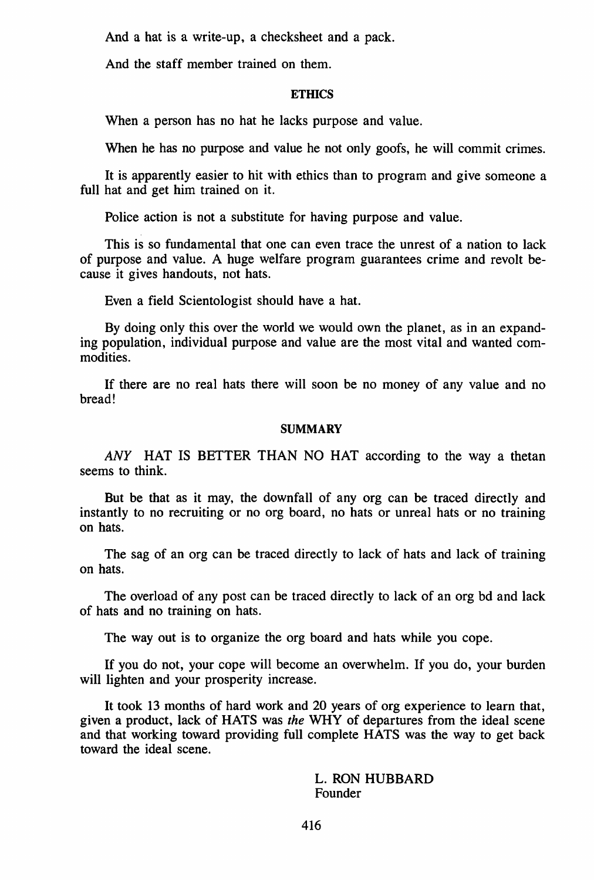And a hat is a write-up, a checksheet and a pack.

And the staff member trained on them.

## ETHICS

When a person has no hat he lacks purpose and value.

When he has no purpose and value he not only goofs, he will commit crimes.

It is apparently easier to hit with ethics than to program and give someone a full hat and get him trained on it.

Police action is not a substitute for having purpose and value.

This is so fundamental that one can even trace the unrest of a nation to lack of purpose and value. A huge welfare program guarantees crime and revolt because it gives handouts, not hats.

Even a field Scientologist should have a hat.

By doing only this over the world we would own the planet, as in an expanding population, individual purpose and value are the most vital and wanted commodities.

If there are no real hats there will soon be no money of any value and no bread!

## SUMMARY

*ANY* HAT IS BETTER THAN NO HAT according to the way a thetan seems to think.

But be that as it may, the downfall of any org can be traced directly and instantly to no recruiting or no org board, no hats or unreal hats or no training on hats.

The sag of an org can be traced directly to lack of hats and lack of training on hats.

The overload of any post can be traced directly to lack of an org bd and lack of hats and no training on hats.

The way out is to organize the org board and hats while you cope.

If you do not, your cope will become an overwhelm. If you do, your burden will lighten and your prosperity increase.

It took 13 months of hard work and 20 years of org experience to learn that, given a product, lack of HATS was *the* WHY of departures from the ideal scene and that working toward providing full complete HATS was the way to get back toward the ideal scene.

L. RON HUBBARD
Founder